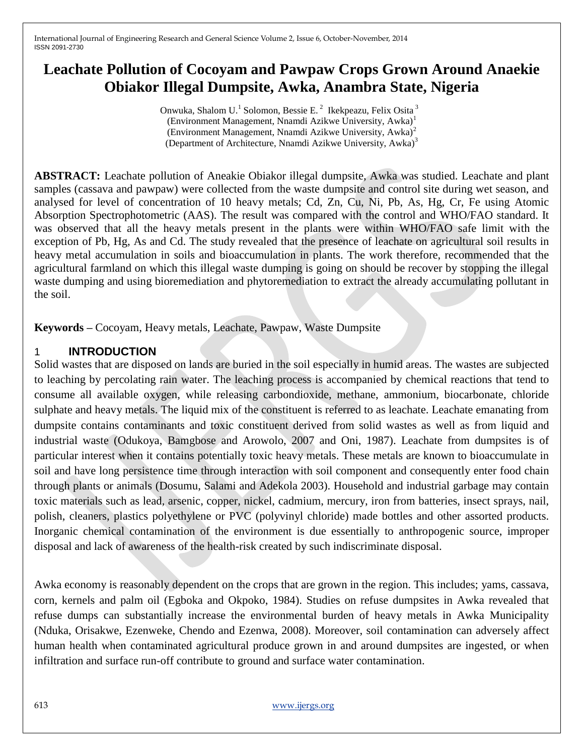# Leachate Pollution of Cocoyam and Pawpaw Crops Grown Around Anaekie Obiakor Illegal Dumpsite, Awka, Anambra State, Nigeria

Onwuka, Shalom U.[1] Solomon, Bessie E.[2] Ikekpeazu, Felix Osita[3]

(Environment Management, Nnamdi Azikwe University, Awka)[1]

(Environment Management, Nnamdi Azikwe University, Awka)[2]

(Department of Architecture, Nnamdi Azikwe University, Awka)[3]

**ABSTRACT:** Leachate pollution of Aneakie Obiakor illegal dumpsite, Awka was studied. Leachate and plant samples (cassava and pawpaw) were collected from the waste dumpsite and control site during wet season, and analysed for level of concentration of 10 heavy metals; Cd, Zn, Cu, Ni, Pb, As, Hg, Cr, Fe using Atomic Absorption Spectrophotometric (AAS). The result was compared with the control and WHO/FAO standard. It was observed that all the heavy metals present in the plants were within WHO/FAO safe limit with the exception of Pb, Hg, As and Cd. The study revealed that the presence of leachate on agricultural soil results in heavy metal accumulation in soils and bioaccumulation in plants. The work therefore, recommended that the agricultural farmland on which this illegal waste dumping is going on should be recover by stopping the illegal waste dumping and using bioremediation and phytoremediation to extract the already accumulating pollutant in the soil.

**Keywords –** Cocoyam, Heavy metals, Leachate, Pawpaw, Waste Dumpsite

## 1 INTRODUCTION

Solid wastes that are disposed on lands are buried in the soil especially in humid areas. The wastes are subjected to leaching by percolating rain water. The leaching process is accompanied by chemical reactions that tend to consume all available oxygen, while releasing carbondioxide, methane, ammonium, biocarbonate, chloride sulphate and heavy metals. The liquid mix of the constituent is referred to as leachate. Leachate emanating from dumpsite contains contaminants and toxic constituent derived from solid wastes as well as from liquid and industrial waste (Odukoya, Bamgbose and Arowolo, 2007 and Oni, 1987). Leachate from dumpsites is of particular interest when it contains potentially toxic heavy metals. These metals are known to bioaccumulate in soil and have long persistence time through interaction with soil component and consequently enter food chain through plants or animals (Dosumu, Salami and Adekola 2003). Household and industrial garbage may contain toxic materials such as lead, arsenic, copper, nickel, cadmium, mercury, iron from batteries, insect sprays, nail, polish, cleaners, plastics polyethylene or PVC (polyvinyl chloride) made bottles and other assorted products. Inorganic chemical contamination of the environment is due essentially to anthropogenic source, improper disposal and lack of awareness of the health-risk created by such indiscriminate disposal.

Awka economy is reasonably dependent on the crops that are grown in the region. This includes; yams, cassava, corn, kernels and palm oil (Egboka and Okpoko, 1984). Studies on refuse dumpsites in Awka revealed that refuse dumps can substantially increase the environmental burden of heavy metals in Awka Municipality (Nduka, Orisakwe, Ezenweke, Chendo and Ezenwa, 2008). Moreover, soil contamination can adversely affect human health when contaminated agricultural produce grown in and around dumpsites are ingested, or when infiltration and surface run-off contribute to ground and surface water contamination.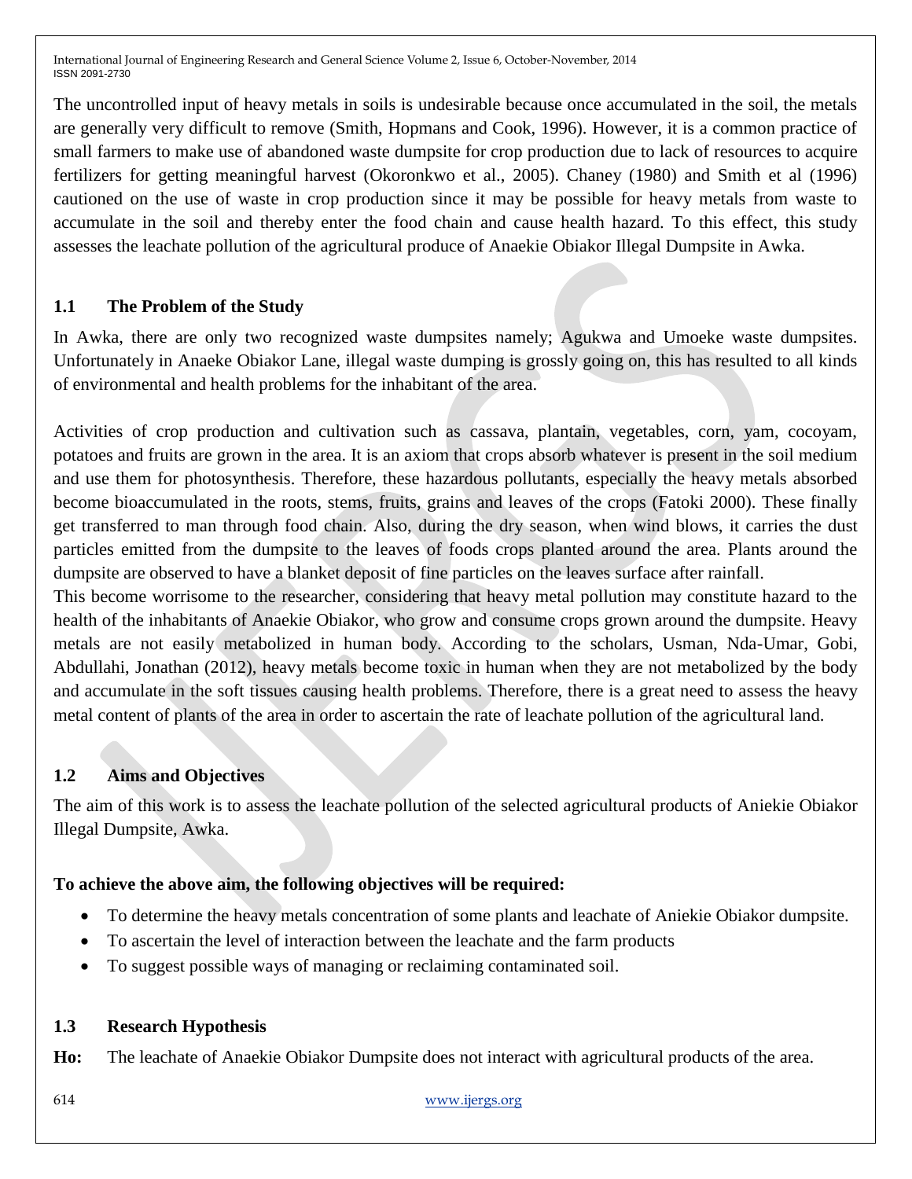The uncontrolled input of heavy metals in soils is undesirable because once accumulated in the soil, the metals are generally very difficult to remove (Smith, Hopmans and Cook, 1996). However, it is a common practice of small farmers to make use of abandoned waste dumpsite for crop production due to lack of resources to acquire fertilizers for getting meaningful harvest (Okoronkwo et al., 2005). Chaney (1980) and Smith et al (1996) cautioned on the use of waste in crop production since it may be possible for heavy metals from waste to accumulate in the soil and thereby enter the food chain and cause health hazard. To this effect, this study assesses the leachate pollution of the agricultural produce of Anaekie Obiakor Illegal Dumpsite in Awka.

### 1.1 The Problem of the Study

In Awka, there are only two recognized waste dumpsites namely; Agukwa and Umoeke waste dumpsites. Unfortunately in Anaeke Obiakor Lane, illegal waste dumping is grossly going on, this has resulted to all kinds of environmental and health problems for the inhabitant of the area.

Activities of crop production and cultivation such as cassava, plantain, vegetables, corn, yam, cocoyam, potatoes and fruits are grown in the area. It is an axiom that crops absorb whatever is present in the soil medium and use them for photosynthesis. Therefore, these hazardous pollutants, especially the heavy metals absorbed become bioaccumulated in the roots, stems, fruits, grains and leaves of the crops (Fatoki 2000). These finally get transferred to man through food chain. Also, during the dry season, when wind blows, it carries the dust particles emitted from the dumpsite to the leaves of foods crops planted around the area. Plants around the dumpsite are observed to have a blanket deposit of fine particles on the leaves surface after rainfall.

This become worrisome to the researcher, considering that heavy metal pollution may constitute hazard to the health of the inhabitants of Anaekie Obiakor, who grow and consume crops grown around the dumpsite. Heavy metals are not easily metabolized in human body. According to the scholars, Usman, Nda-Umar, Gobi, Abdullahi, Jonathan (2012), heavy metals become toxic in human when they are not metabolized by the body and accumulate in the soft tissues causing health problems. Therefore, there is a great need to assess the heavy metal content of plants of the area in order to ascertain the rate of leachate pollution of the agricultural land.

### 1.2 Aims and Objectives

The aim of this work is to assess the leachate pollution of the selected agricultural products of Aniekie Obiakor Illegal Dumpsite, Awka.

**To achieve the above aim, the following objectives will be required:**

- To determine the heavy metals concentration of some plants and leachate of Aniekie Obiakor dumpsite.
- To ascertain the level of interaction between the leachate and the farm products
- To suggest possible ways of managing or reclaiming contaminated soil.

### 1.3 Research Hypothesis

**Ho:** The leachate of Anaekie Obiakor Dumpsite does not interact with agricultural products of the area.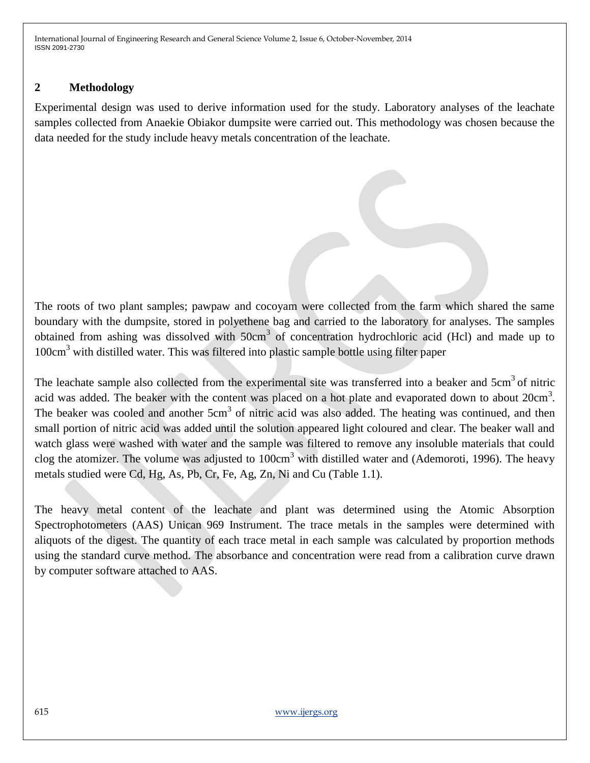## 2 Methodology

Experimental design was used to derive information used for the study. Laboratory analyses of the leachate samples collected from Anaekie Obiakor dumpsite were carried out. This methodology was chosen because the data needed for the study include heavy metals concentration of the leachate.

The roots of two plant samples; pawpaw and cocoyam were collected from the farm which shared the same boundary with the dumpsite, stored in polyethene bag and carried to the laboratory for analyses. The samples obtained from ashing was dissolved with $50cm^3$ of concentration hydrochloric acid (Hcl) and made up to $100cm^3$ with distilled water. This was filtered into plastic sample bottle using filter paper

The leachate sample also collected from the experimental site was transferred into a beaker and $5cm^3$ of nitric acid was added. The beaker with the content was placed on a hot plate and evaporated down to about $20cm^3$. The beaker was cooled and another $5cm^3$ of nitric acid was also added. The heating was continued, and then small portion of nitric acid was added until the solution appeared light coloured and clear. The beaker wall and watch glass were washed with water and the sample was filtered to remove any insoluble materials that could clog the atomizer. The volume was adjusted to $100cm^3$ with distilled water and (Ademoroti, 1996). The heavy metals studied were Cd, Hg, As, Pb, Cr, Fe, Ag, Zn, Ni and Cu (Table 1.1).

The heavy metal content of the leachate and plant was determined using the Atomic Absorption Spectrophotometers (AAS) Unican 969 Instrument. The trace metals in the samples were determined with aliquots of the digest. The quantity of each trace metal in each sample was calculated by proportion methods using the standard curve method. The absorbance and concentration were read from a calibration curve drawn by computer software attached to AAS.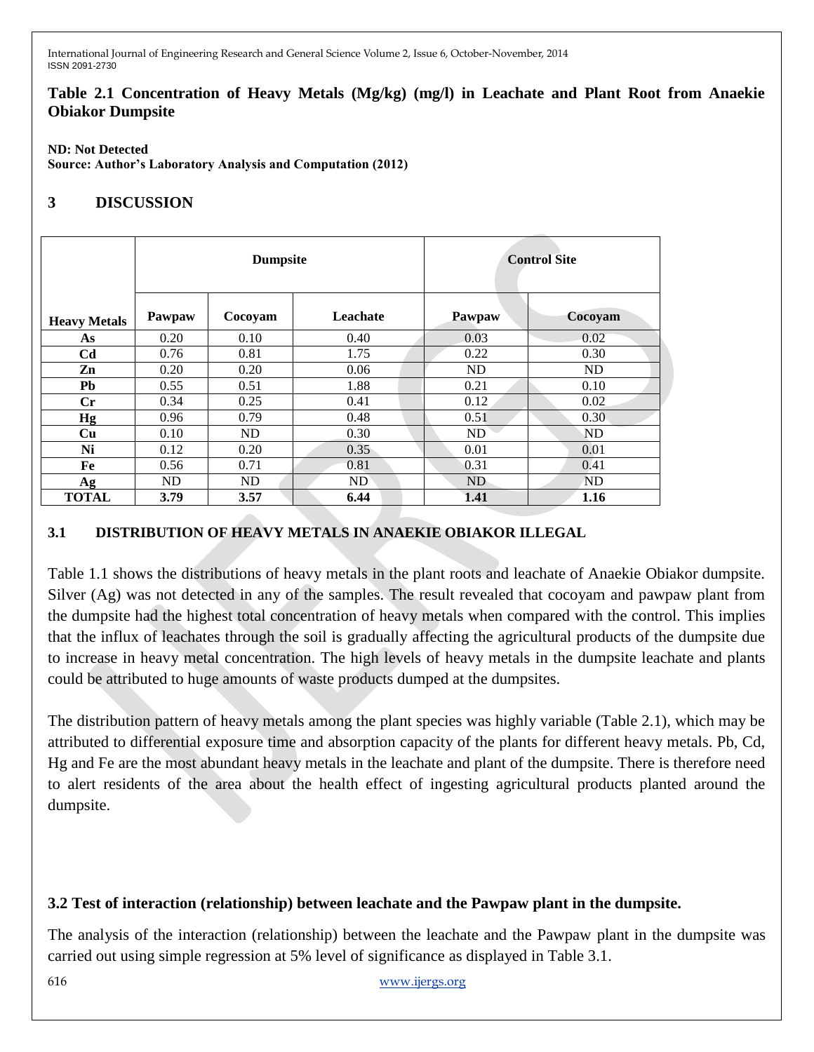**Table 2.1 Concentration of Heavy Metals (Mg/kg) (mg/l) in Leachate and Plant Root from Anaekie Obiakor Dumpsite**

**ND: Not Detected**
**Source: Author's Laboratory Analysis and Computation (2012)**

## 3 DISCUSSION

| | Dumpsite | | | Control Site | |
|---|---|---|---|---|---|
| **Heavy Metals** | **Pawpaw** | **Cocoyam** | **Leachate** | **Pawpaw** | **Cocoyam** |
| **As** | 0.20 | 0.10 | 0.40 | 0.03 | 0.02 |
| **Cd** | 0.76 | 0.81 | 1.75 | 0.22 | 0.30 |
| **Zn** | 0.20 | 0.20 | 0.06 | ND | ND |
| **Pb** | 0.55 | 0.51 | 1.88 | 0.21 | 0.10 |
| **Cr** | 0.34 | 0.25 | 0.41 | 0.12 | 0.02 |
| **Hg** | 0.96 | 0.79 | 0.48 | 0.51 | 0.30 |
| **Cu** | 0.10 | ND | 0.30 | ND | ND |
| **Ni** | 0.12 | 0.20 | 0.35 | 0.01 | 0.01 |
| **Fe** | 0.56 | 0.71 | 0.81 | 0.31 | 0.41 |
| **Ag** | ND | ND | ND | ND | ND |
| **TOTAL** | **3.79** | **3.57** | **6.44** | **1.41** | **1.16** |

### 3.1 DISTRIBUTION OF HEAVY METALS IN ANAEKIE OBIAKOR ILLEGAL

Table 1.1 shows the distributions of heavy metals in the plant roots and leachate of Anaekie Obiakor dumpsite. Silver (Ag) was not detected in any of the samples. The result revealed that cocoyam and pawpaw plant from the dumpsite had the highest total concentration of heavy metals when compared with the control. This implies that the influx of leachates through the soil is gradually affecting the agricultural products of the dumpsite due to increase in heavy metal concentration. The high levels of heavy metals in the dumpsite leachate and plants could be attributed to huge amounts of waste products dumped at the dumpsites.

The distribution pattern of heavy metals among the plant species was highly variable (Table 2.1), which may be attributed to differential exposure time and absorption capacity of the plants for different heavy metals. Pb, Cd, Hg and Fe are the most abundant heavy metals in the leachate and plant of the dumpsite. There is therefore need to alert residents of the area about the health effect of ingesting agricultural products planted around the dumpsite.

### 3.2 Test of interaction (relationship) between leachate and the Pawpaw plant in the dumpsite.

The analysis of the interaction (relationship) between the leachate and the Pawpaw plant in the dumpsite was carried out using simple regression at 5% level of significance as displayed in Table 3.1.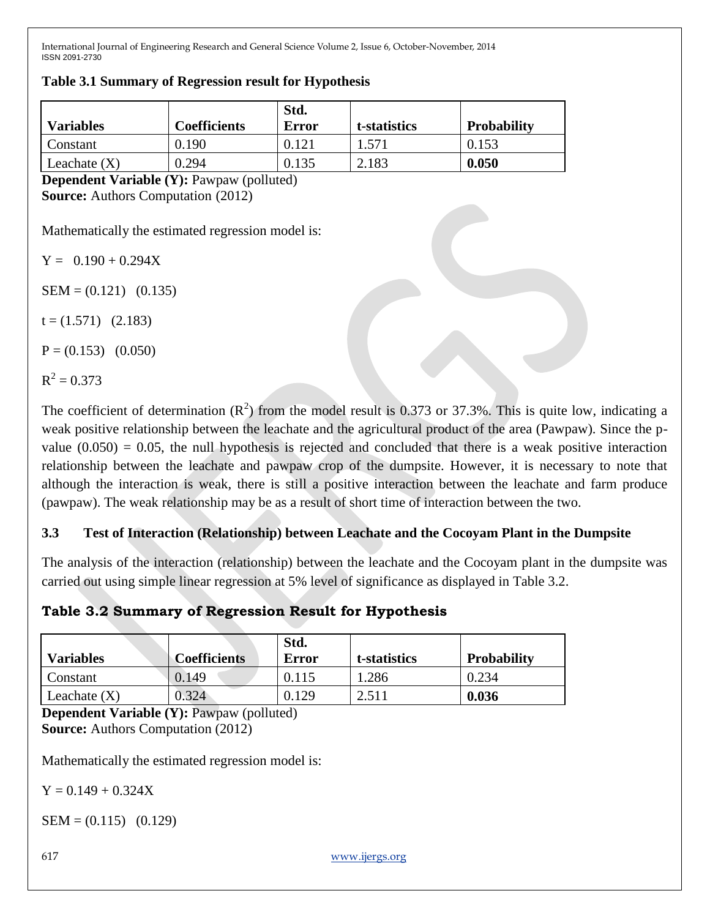**Table 3.1 Summary of Regression result for Hypothesis**

| Variables | Coefficients | Std. Error | t-statistics | Probability |
|---|---|---|---|---|
| Constant | 0.190 | 0.121 | 1.571 | 0.153 |
| Leachate (X) | 0.294 | 0.135 | 2.183 | **0.050** |

**Dependent Variable (Y):** Pawpaw (polluted)
**Source:** Authors Computation (2012)

Mathematically the estimated regression model is:

$Y = 0.190 + 0.294X$

$SEM = (0.121) \quad (0.135)$

$t = (1.571) \quad (2.183)$

$P = (0.153) \quad (0.050)$

$R^2 = 0.373$

The coefficient of determination ($R^2$) from the model result is 0.373 or 37.3%. This is quite low, indicating a weak positive relationship between the leachate and the agricultural product of the area (Pawpaw). Since the p-value (0.050) = 0.05, the null hypothesis is rejected and concluded that there is a weak positive interaction relationship between the leachate and pawpaw crop of the dumpsite. However, it is necessary to note that although the interaction is weak, there is still a positive interaction between the leachate and farm produce (pawpaw). The weak relationship may be as a result of short time of interaction between the two.

### 3.3 Test of Interaction (Relationship) between Leachate and the Cocoyam Plant in the Dumpsite

The analysis of the interaction (relationship) between the leachate and the Cocoyam plant in the dumpsite was carried out using simple linear regression at 5% level of significance as displayed in Table 3.2.

**Table 3.2 Summary of Regression Result for Hypothesis**

| Variables | Coefficients | Std. Error | t-statistics | Probability |
|---|---|---|---|---|
| Constant | 0.149 | 0.115 | 1.286 | 0.234 |
| Leachate (X) | 0.324 | 0.129 | 2.511 | **0.036** |

**Dependent Variable (Y):** Pawpaw (polluted)
**Source:** Authors Computation (2012)

Mathematically the estimated regression model is:

$Y = 0.149 + 0.324X$

$SEM = (0.115) \quad (0.129)$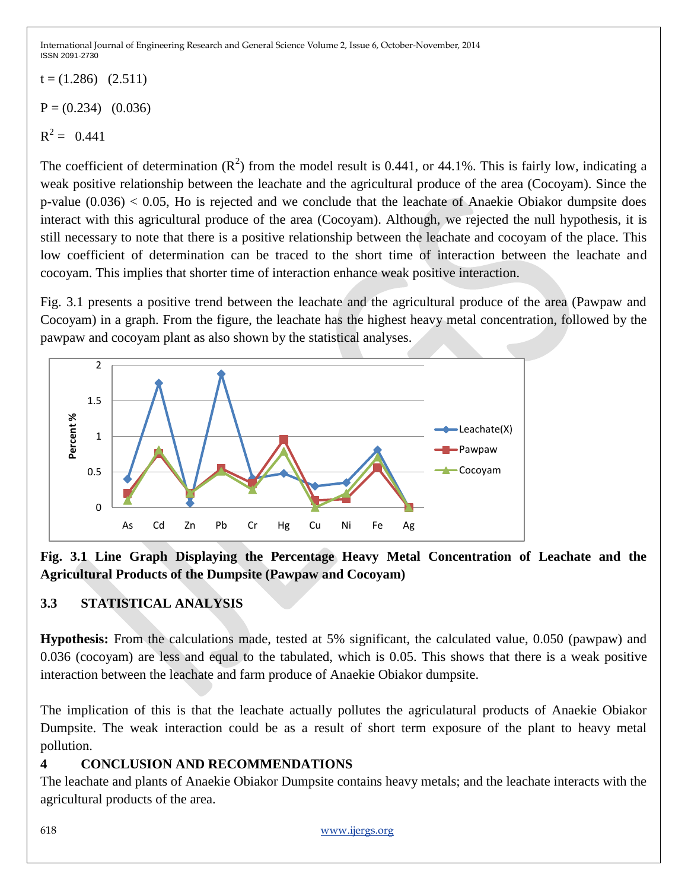t = (1.286) (2.511)

P = (0.234) (0.036)

$R^2$ = 0.441

The coefficient of determination ($R^2$) from the model result is 0.441, or 44.1%. This is fairly low, indicating a weak positive relationship between the leachate and the agricultural produce of the area (Cocoyam). Since the p-value (0.036) < 0.05, Ho is rejected and we conclude that the leachate of Anaekie Obiakor dumpsite does interact with this agricultural produce of the area (Cocoyam). Although, we rejected the null hypothesis, it is still necessary to note that there is a positive relationship between the leachate and cocoyam of the place. This low coefficient of determination can be traced to the short time of interaction between the leachate and cocoyam. This implies that shorter time of interaction enhance weak positive interaction.

Fig. 3.1 presents a positive trend between the leachate and the agricultural produce of the area (Pawpaw and Cocoyam) in a graph. From the figure, the leachate has the highest heavy metal concentration, followed by the pawpaw and cocoyam plant as also shown by the statistical analyses.

**Fig. 3.1 Line Graph Displaying the Percentage Heavy Metal Concentration of Leachate and the Agricultural Products of the Dumpsite (Pawpaw and Cocoyam)**

## 3.3 STATISTICAL ANALYSIS

**Hypothesis:** From the calculations made, tested at 5% significant, the calculated value, 0.050 (pawpaw) and 0.036 (cocoyam) are less and equal to the tabulated, which is 0.05. This shows that there is a weak positive interaction between the leachate and farm produce of Anaekie Obiakor dumpsite.

The implication of this is that the leachate actually pollutes the agriculatural products of Anaekie Obiakor Dumpsite. The weak interaction could be as a result of short term exposure of the plant to heavy metal pollution.

# 4 CONCLUSION AND RECOMMENDATIONS

The leachate and plants of Anaekie Obiakor Dumpsite contains heavy metals; and the leachate interacts with the agricultural products of the area.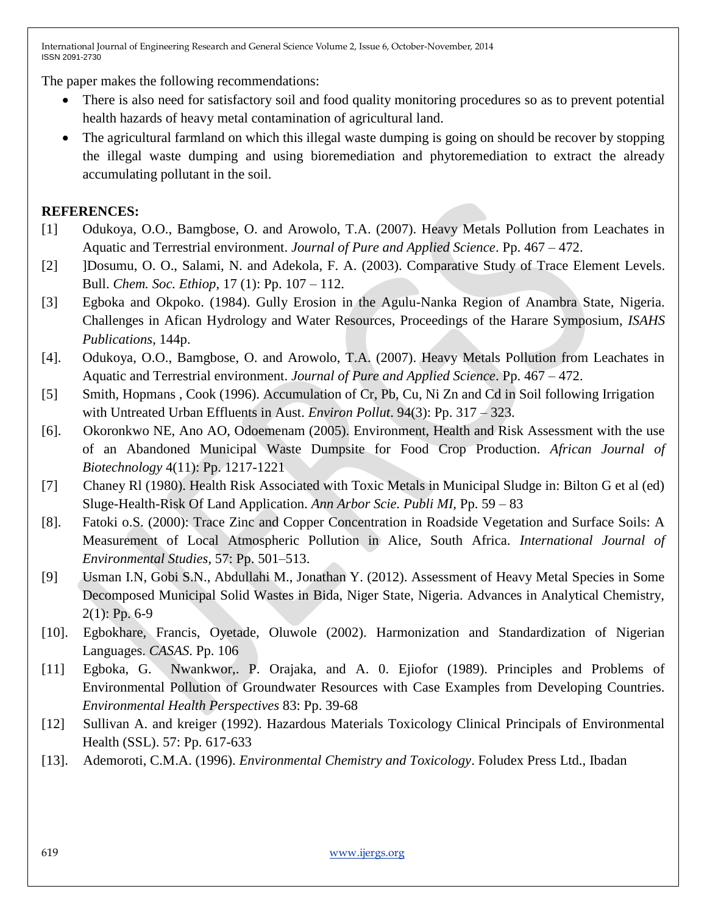The paper makes the following recommendations:

- There is also need for satisfactory soil and food quality monitoring procedures so as to prevent potential health hazards of heavy metal contamination of agricultural land.
- The agricultural farmland on which this illegal waste dumping is going on should be recover by stopping the illegal waste dumping and using bioremediation and phytoremediation to extract the already accumulating pollutant in the soil.

## REFERENCES:

[1] Odukoya, O.O., Bamgbose, O. and Arowolo, T.A. (2007). Heavy Metals Pollution from Leachates in Aquatic and Terrestrial environment. *Journal of Pure and Applied Science*. Pp. 467 – 472.

[2] ]Dosumu, O. O., Salami, N. and Adekola, F. A. (2003). Comparative Study of Trace Element Levels. Bull. *Chem. Soc. Ethiop,* 17 (1): Pp. 107 – 112.

[3] Egboka and Okpoko. (1984). Gully Erosion in the Agulu-Nanka Region of Anambra State, Nigeria. Challenges in Afican Hydrology and Water Resources, Proceedings of the Harare Symposium, *ISAHS Publications*, 144p.

[4]. Odukoya, O.O., Bamgbose, O. and Arowolo, T.A. (2007). Heavy Metals Pollution from Leachates in Aquatic and Terrestrial environment. *Journal of Pure and Applied Science*. Pp. 467 – 472.

[5] Smith, Hopmans , Cook (1996). Accumulation of Cr, Pb, Cu, Ni Zn and Cd in Soil following Irrigation with Untreated Urban Effluents in Aust. *Environ Pollut*. 94(3): Pp. 317 – 323.

[6]. Okoronkwo NE, Ano AO, Odoemenam (2005). Environment, Health and Risk Assessment with the use of an Abandoned Municipal Waste Dumpsite for Food Crop Production. *African Journal of Biotechnology* 4(11): Pp. 1217-1221

[7] Chaney Rl (1980). Health Risk Associated with Toxic Metals in Municipal Sludge in: Bilton G et al (ed) Sluge-Health-Risk Of Land Application. *Ann Arbor Scie. Publi MI,* Pp. 59 – 83

[8]. Fatoki o.S. (2000): Trace Zinc and Copper Concentration in Roadside Vegetation and Surface Soils: A Measurement of Local Atmospheric Pollution in Alice, South Africa. *International Journal of Environmental Studies*, 57: Pp. 501–513.

[9] Usman I.N, Gobi S.N., Abdullahi M., Jonathan Y. (2012). Assessment of Heavy Metal Species in Some Decomposed Municipal Solid Wastes in Bida, Niger State, Nigeria. Advances in Analytical Chemistry, 2(1): Pp. 6-9

[10]. Egbokhare, Francis, Oyetade, Oluwole (2002). Harmonization and Standardization of Nigerian Languages. *CASAS*. Pp. 106

[11] Egboka, G. Nwankwor,. P. Orajaka, and A. 0. Ejiofor (1989). Principles and Problems of Environmental Pollution of Groundwater Resources with Case Examples from Developing Countries. *Environmental Health Perspectives* 83: Pp. 39-68

[12] Sullivan A. and kreiger (1992). Hazardous Materials Toxicology Clinical Principals of Environmental Health (SSL). 57: Pp. 617-633

[13]. Ademoroti, C.M.A. (1996). *Environmental Chemistry and Toxicology*. Foludex Press Ltd., Ibadan